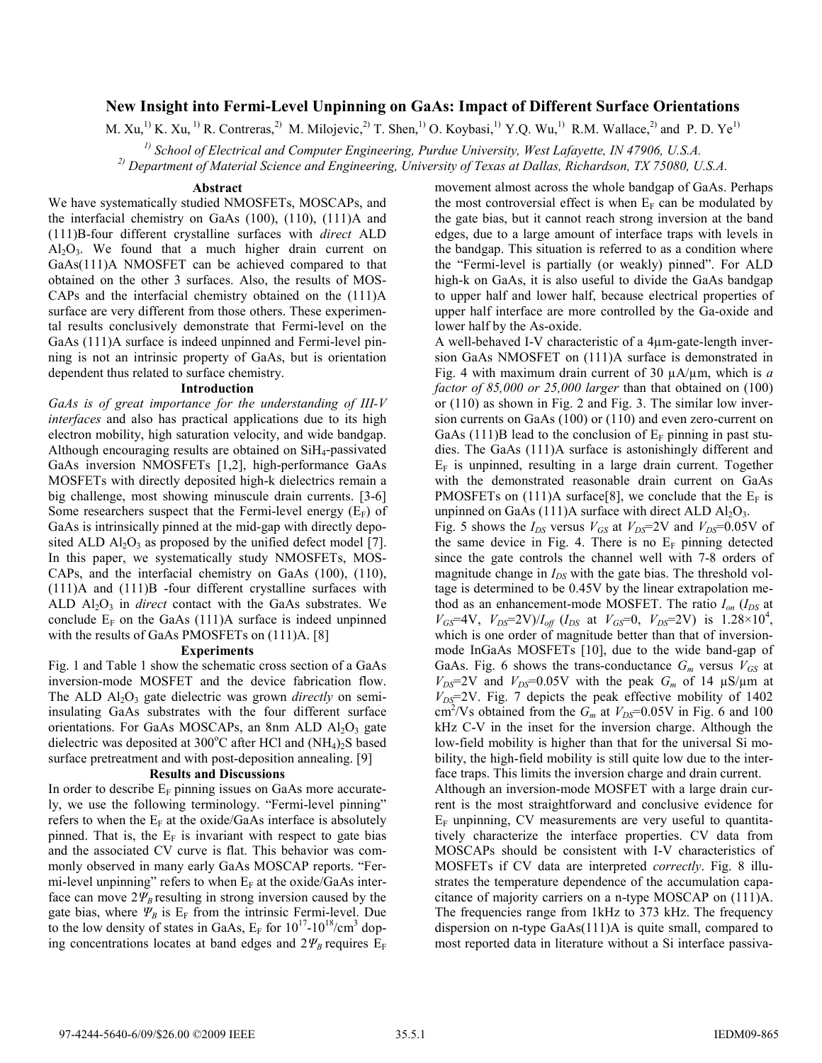# New Insight into Fermi-Level Unpinning on GaAs: Impact of Different Surface Orientations

M. Xu,[1] K. Xu,[1] R. Contreras,[2] M. Milojevic,[2] T. Shen,[1] O. Koybasi,[1] Y.Q. Wu,[1] R.M. Wallace,[2] and P. D. Ye[1]

[1] *School of Electrical and Computer Engineering, Purdue University, West Lafayette, IN 47906, U.S.A.*

[2] *Department of Material Science and Engineering, University of Texas at Dallas, Richardson, TX 75080, U.S.A.*

## Abstract

We have systematically studied NMOSFETs, MOSCAPs, and the interfacial chemistry on GaAs (100), (110), (111)A and (111)B-four different crystalline surfaces with *direct* ALD $Al_2O_3$. We found that a much higher drain current on GaAs(111)A NMOSFET can be achieved compared to that obtained on the other 3 surfaces. Also, the results of MOS-CAPs and the interfacial chemistry obtained on the (111)A surface are very different from those others. These experimental results conclusively demonstrate that Fermi-level on the GaAs (111)A surface is indeed unpinned and Fermi-level pinning is not an intrinsic property of GaAs, but is orientation dependent thus related to surface chemistry.

## Introduction

*GaAs is of great importance for the understanding of III-V interfaces* and also has practical applications due to its high electron mobility, high saturation velocity, and wide bandgap. Although encouraging results are obtained on $SiH_4$-passivated GaAs inversion NMOSFETs [1,2], high-performance GaAs MOSFETs with directly deposited high-k dielectrics remain a big challenge, most showing minuscule drain currents. [3-6] Some researchers suspect that the Fermi-level energy ($E_F$) of GaAs is intrinsically pinned at the mid-gap with directly deposited ALD $Al_2O_3$ as proposed by the unified defect model [7]. In this paper, we systematically study NMOSFETs, MOSCAPs, and the interfacial chemistry on GaAs (100), (110), (111)A and (111)B -four different crystalline surfaces with ALD $Al_2O_3$ in *direct* contact with the GaAs substrates. We conclude $E_F$ on the GaAs (111)A surface is indeed unpinned with the results of GaAs PMOSFETs on (111)A. [8]

## Experiments

Fig. 1 and Table 1 show the schematic cross section of a GaAs inversion-mode MOSFET and the device fabrication flow. The ALD $Al_2O_3$ gate dielectric was grown *directly* on semi-insulating GaAs substrates with the four different surface orientations. For GaAs MOSCAPs, an 8nm ALD $Al_2O_3$ gate dielectric was deposited at 300$^oC$ after HCl and $(NH_4)_2S$ based surface pretreatment and with post-deposition annealing. [9]

## Results and Discussions

In order to describe $E_F$ pinning issues on GaAs more accurately, we use the following terminology. "Fermi-level pinning" refers to when the $E_F$ at the oxide/GaAs interface is absolutely pinned. That is, the $E_F$ is invariant with respect to gate bias and the associated CV curve is flat. This behavior was commonly observed in many early GaAs MOSCAP reports. "Fermi-level unpinning" refers to when $E_F$ at the oxide/GaAs interface can move $2\Psi_B$ resulting in strong inversion caused by the gate bias, where $\Psi_B$ is $E_F$ from the intrinsic Fermi-level. Due to the low density of states in GaAs, $E_F$ for $10^{17}$-$10^{18}$/cm$^3$ doping concentrations locates at band edges and $2\Psi_B$ requires $E_F$ movement almost across the whole bandgap of GaAs. Perhaps the most controversial effect is when $E_F$ can be modulated by the gate bias, but it cannot reach strong inversion at the band edges, due to a large amount of interface traps with levels in the bandgap. This situation is referred to as a condition where the "Fermi-level is partially (or weakly) pinned". For ALD high-k on GaAs, it is also useful to divide the GaAs bandgap to upper half and lower half, because electrical properties of upper half interface are more controlled by the Ga-oxide and lower half by the As-oxide.

A well-behaved I-V characteristic of a 4µm-gate-length inversion GaAs NMOSFET on (111)A surface is demonstrated in Fig. 4 with maximum drain current of 30 µA/µm, which is *a factor of 85,000 or 25,000 larger* than that obtained on (100) or (110) as shown in Fig. 2 and Fig. 3. The similar low inversion currents on GaAs (100) or (110) and even zero-current on GaAs (111)B lead to the conclusion of $E_F$ pinning in past studies. The GaAs (111)A surface is astonishingly different and $E_F$ is unpinned, resulting in a large drain current. Together with the demonstrated reasonable drain current on GaAs PMOSFETs on (111)A surface[8], we conclude that the $E_F$ is unpinned on GaAs (111)A surface with direct ALD $Al_2O_3$.

Fig. 5 shows the $I_{DS}$ versus $V_{GS}$ at $V_{DS}$=2V and $V_{DS}$=0.05V of the same device in Fig. 4. There is no $E_F$ pinning detected since the gate controls the channel well with 7-8 orders of magnitude change in $I_{DS}$ with the gate bias. The threshold voltage is determined to be 0.45V by the linear extrapolation method as an enhancement-mode MOSFET. The ratio $I_{on}$ ($I_{DS}$ at $V_{GS}$=4V, $V_{DS}$=2V)/$I_{off}$ ($I_{DS}$ at $V_{GS}$=0, $V_{DS}$=2V) is $1.28\times10^4$, which is one order of magnitude better than that of inversion-mode InGaAs MOSFETs [10], due to the wide band-gap of GaAs. Fig. 6 shows the trans-conductance $G_m$ versus $V_{GS}$ at $V_{DS}$=2V and $V_{DS}$=0.05V with the peak $G_m$ of 14 µS/µm at $V_{DS}$=2V. Fig. 7 depicts the peak effective mobility of 1402 cm$^2$/Vs obtained from the $G_m$ at $V_{DS}$=0.05V in Fig. 6 and 100 kHz C-V in the inset for the inversion charge. Although the low-field mobility is higher than that for the universal Si mobility, the high-field mobility is still quite low due to the interface traps. This limits the inversion charge and drain current.

Although an inversion-mode MOSFET with a large drain current is the most straightforward and conclusive evidence for $E_F$ unpinning, CV measurements are very useful to quantitatively characterize the interface properties. CV data from MOSCAPs should be consistent with I-V characteristics of MOSFETs if CV data are interpreted *correctly*. Fig. 8 illustrates the temperature dependence of the accumulation capacitance of majority carriers on a n-type MOSCAP on (111)A. The frequencies range from 1kHz to 373 kHz. The frequency dispersion on n-type GaAs(111)A is quite small, compared to most reported data in literature without a Si interface passiva-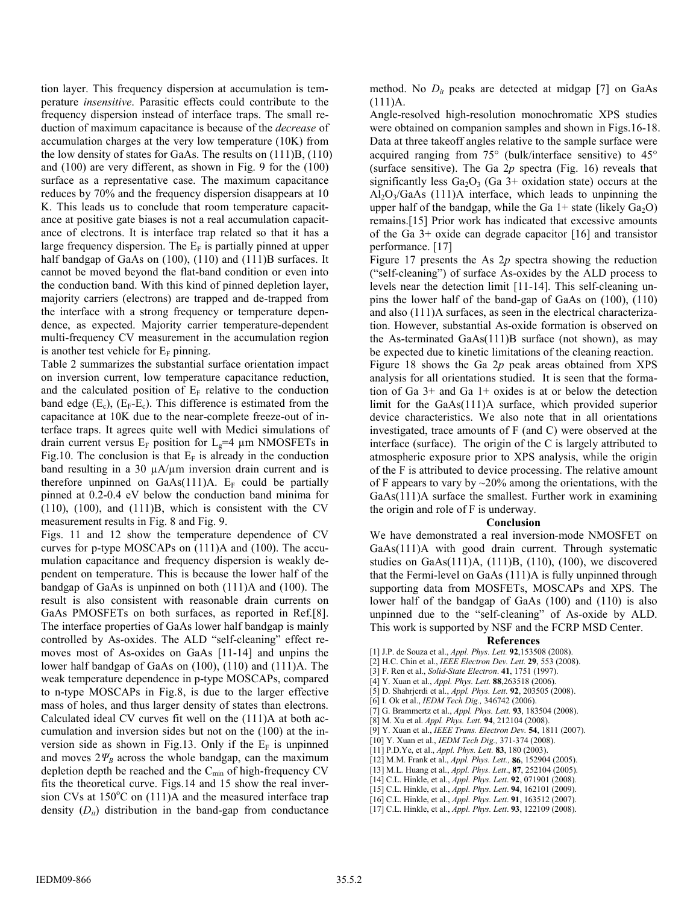tion layer. This frequency dispersion at accumulation is temperature *insensitive*. Parasitic effects could contribute to the frequency dispersion instead of interface traps. The small reduction of maximum capacitance is because of the *decrease* of accumulation charges at the very low temperature (10K) from the low density of states for GaAs. The results on (111)B, (110) and (100) are very different, as shown in Fig. 9 for the (100) surface as a representative case. The maximum capacitance reduces by 70% and the frequency dispersion disappears at 10 K. This leads us to conclude that room temperature capacitance at positive gate biases is not a real accumulation capacitance of electrons. It is interface trap related so that it has a large frequency dispersion. The $E_F$ is partially pinned at upper half bandgap of GaAs on (100), (110) and (111)B surfaces. It cannot be moved beyond the flat-band condition or even into the conduction band. With this kind of pinned depletion layer, majority carriers (electrons) are trapped and de-trapped from the interface with a strong frequency or temperature dependence, as expected. Majority carrier temperature-dependent multi-frequency CV measurement in the accumulation region is another test vehicle for $E_F$ pinning.

Table 2 summarizes the substantial surface orientation impact on inversion current, low temperature capacitance reduction, and the calculated position of $E_F$ relative to the conduction band edge ($E_c$), ($E_F$-$E_c$). This difference is estimated from the capacitance at 10K due to the near-complete freeze-out of interface traps. It agrees quite well with Medici simulations of drain current versus $E_F$ position for $L_g$=4 µm NMOSFETs in Fig.10. The conclusion is that $E_F$ is already in the conduction band resulting in a 30 µA/µm inversion drain current and is therefore unpinned on GaAs(111)A. $E_F$ could be partially pinned at 0.2-0.4 eV below the conduction band minima for (110), (100), and (111)B, which is consistent with the CV measurement results in Fig. 8 and Fig. 9.

Figs. 11 and 12 show the temperature dependence of CV curves for p-type MOSCAPs on (111)A and (100). The accumulation capacitance and frequency dispersion is weakly dependent on temperature. This is because the lower half of the bandgap of GaAs is unpinned on both (111)A and (100). The result is also consistent with reasonable drain currents on GaAs PMOSFETs on both surfaces, as reported in Ref.[8]. The interface properties of GaAs lower half bandgap is mainly controlled by As-oxides. The ALD "self-cleaning" effect removes most of As-oxides on GaAs [11-14] and unpins the lower half bandgap of GaAs on (100), (110) and (111)A. The weak temperature dependence in p-type MOSCAPs, compared to n-type MOSCAPs in Fig.8, is due to the larger effective mass of holes, and thus larger density of states than electrons. Calculated ideal CV curves fit well on the (111)A at both accumulation and inversion sides but not on the (100) at the inversion side as shown in Fig.13. Only if the $E_F$ is unpinned and moves $2\Psi_B$ across the whole bandgap, can the maximum depletion depth be reached and the $C_{min}$ of high-frequency CV fits the theoretical curve. Figs.14 and 15 show the real inversion CVs at 150°C on (111)A and the measured interface trap density ($D_{it}$) distribution in the band-gap from conductance method. No $D_{it}$ peaks are detected at midgap [7] on GaAs (111)A.

Angle-resolved high-resolution monochromatic XPS studies were obtained on companion samples and shown in Figs.16-18. Data at three takeoff angles relative to the sample surface were acquired ranging from 75° (bulk/interface sensitive) to 45° (surface sensitive). The Ga 2*p* spectra (Fig. 16) reveals that significantly less $Ga_2O_3$ (Ga 3+ oxidation state) occurs at the $Al_2O_3$/GaAs (111)A interface, which leads to unpinning the upper half of the bandgap, while the Ga 1+ state (likely $Ga_2O$) remains.[15] Prior work has indicated that excessive amounts of the Ga 3+ oxide can degrade capacitor [16] and transistor performance. [17]

Figure 17 presents the As 2*p* spectra showing the reduction ("self-cleaning") of surface As-oxides by the ALD process to levels near the detection limit [11-14]. This self-cleaning unpins the lower half of the band-gap of GaAs on (100), (110) and also (111)A surfaces, as seen in the electrical characterization. However, substantial As-oxide formation is observed on the As-terminated GaAs(111)B surface (not shown), as may be expected due to kinetic limitations of the cleaning reaction.

Figure 18 shows the Ga 2*p* peak areas obtained from XPS analysis for all orientations studied. It is seen that the formation of Ga 3+ and Ga 1+ oxides is at or below the detection limit for the GaAs(111)A surface, which provided superior device characteristics. We also note that in all orientations investigated, trace amounts of F (and C) were observed at the interface (surface). The origin of the C is largely attributed to atmospheric exposure prior to XPS analysis, while the origin of the F is attributed to device processing. The relative amount of F appears to vary by ~20% among the orientations, with the GaAs(111)A surface the smallest. Further work in examining the origin and role of F is underway.

## Conclusion

We have demonstrated a real inversion-mode NMOSFET on GaAs(111)A with good drain current. Through systematic studies on GaAs(111)A, (111)B, (110), (100), we discovered that the Fermi-level on GaAs (111)A is fully unpinned through supporting data from MOSFETs, MOSCAPs and XPS. The lower half of the bandgap of GaAs (100) and (110) is also unpinned due to the "self-cleaning" of As-oxide by ALD. This work is supported by NSF and the FCRP MSD Center.

## References

[1] J.P. de Souza et al., *Appl. Phys. Lett.* **92**,153508 (2008).
[2] H.C. Chin et al., *IEEE Electron Dev. Lett.* **29**, 553 (2008).
[3] F. Ren et al., *Solid-State Electron*. **41**, 1751 (1997).
[4] Y. Xuan et al., *Appl. Phys. Lett.* **88**,263518 (2006).
[5] D. Shahrjerdi et al., *Appl. Phys. Lett.* **92**, 203505 (2008).
[6] I. Ok et al., *IEDM Tech Dig.,* 346742 (2006).
[7] G. Brammertz et al., *Appl. Phys. Lett.* **93**, 183504 (2008).
[8] M. Xu et al. *Appl. Phys. Lett.* **94**, 212104 (2008).
[9] Y. Xuan et al., *IEEE Trans. Electron Dev.* **54**, 1811 (2007).
[10] Y. Xuan et al., *IEDM Tech Dig.,* 371-374 (2008).
[11] P.D.Ye, et al., *Appl. Phys. Lett.* **83**, 180 (2003).
[12] M.M. Frank et al., *Appl. Phys. Lett.,* **86**, 152904 (2005).
[13] M.L. Huang et al., *Appl. Phys. Lett*., **87**, 252104 (2005).
[14] C.L. Hinkle, et al., *Appl. Phys. Lett*. **92**, 071901 (2008).
[15] C.L. Hinkle, et al., *Appl. Phys. Lett*. **94**, 162101 (2009).
[16] C.L. Hinkle, et al., *Appl. Phys. Lett.* **91**, 163512 (2007).
[17] C.L. Hinkle, et al., *Appl. Phys. Lett*. **93**, 122109 (2008).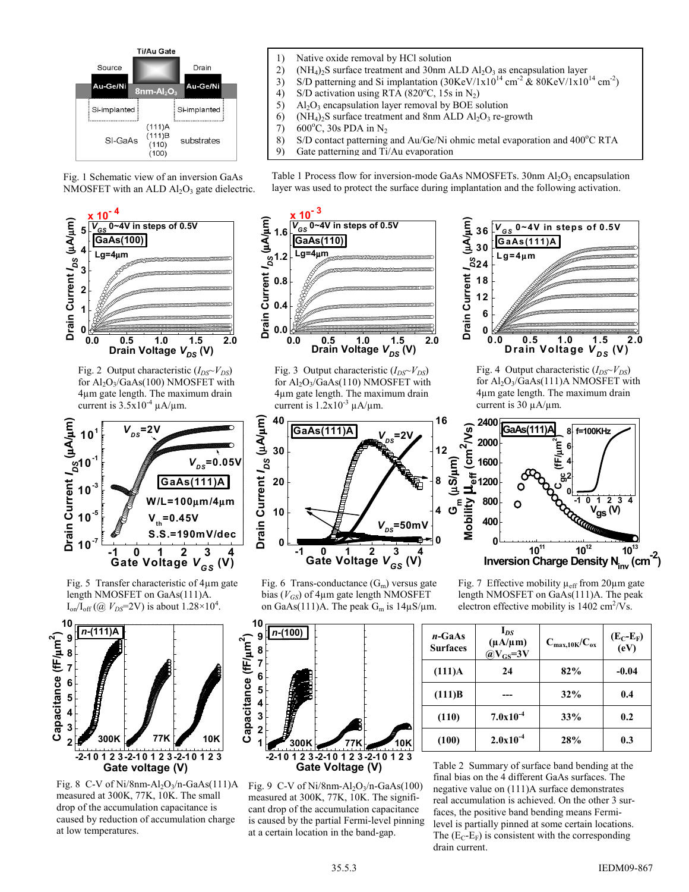Fig. 1 Schematic view of an inversion GaAs NMOSFET with an ALD $Al_2O_3$ gate dielectric.

1) Native oxide removal by HCl solution
2) $(NH_4)_2S$ surface treatment and 30nm ALD $Al_2O_3$ as encapsulation layer
3) S/D patterning and Si implantation (30KeV/$1\times10^{14}$ $cm^{-2}$ & 80KeV/$1\times10^{14}$ $cm^{-2}$)
4) S/D activation using RTA (820°C, 15s in $N_2$)
5) $Al_2O_3$ encapsulation layer removal by BOE solution
6) $(NH_4)_2S$ surface treatment and 8nm ALD $Al_2O_3$ re-growth
7) 600°C, 30s PDA in $N_2$
8) S/D contact patterning and Au/Ge/Ni ohmic metal evaporation and 400°C RTA
9) Gate patterning and Ti/Au evaporation

Table 1 Process flow for inversion-mode GaAs NMOSFETs. 30nm $Al_2O_3$ encapsulation layer was used to protect the surface during implantation and the following activation.

Fig. 2 Output characteristic ($I_{DS}$~$V_{DS}$) for $Al_2O_3$/GaAs(100) NMOSFET with 4μm gate length. The maximum drain current is $3.5\times10^{-4}$ μA/μm.

Fig. 3 Output characteristic ($I_{DS}$~$V_{DS}$) for $Al_2O_3$/GaAs(110) NMOSFET with 4μm gate length. The maximum drain current is $1.2\times10^{-3}$ μA/μm.

Fig. 4 Output characteristic ($I_{DS}$~$V_{DS}$) for $Al_2O_3$/GaAs(111)A NMOSFET with 4μm gate length. The maximum drain current is 30 μA/μm.

Fig. 5 Transfer characteristic of 4μm gate length NMOSFET on GaAs(111)A. $I_{on}/I_{off}$ (@ $V_{DS}$=2V) is about $1.28\times10^4$.

Fig. 6 Trans-conductance ($G_m$) versus gate bias ($V_{GS}$) of 4μm gate length NMOSFET on GaAs(111)A. The peak $G_m$ is 14μS/μm.

Fig. 7 Effective mobility $\mu_{eff}$ from 20μm gate length NMOSFET on GaAs(111)A. The peak electron effective mobility is 1402 $cm^2$/Vs.

Fig. 8 C-V of Ni/8nm-$Al_2O_3$/n-GaAs(111)A measured at 300K, 77K, 10K. The small drop of the accumulation capacitance is caused by reduction of accumulation charge at low temperatures.

Fig. 9 C-V of Ni/8nm-$Al_2O_3$/n-GaAs(100) measured at 300K, 77K, 10K. The significant drop of the accumulation capacitance is caused by the partial Fermi-level pinning at a certain location in the band-gap.

| *n*-GaAs Surfaces | $I_{DS}$ (μA/μm) @$V_{GS}$=3V | $C_{max,10K}/C_{ox}$ | ($E_C$-$E_F$) (eV) |
|---|---|---|---|
| (111)A | 24 | 82% | -0.04 |
| (111)B | --- | 32% | 0.4 |
| (110) | $7.0\times10^{-4}$ | 33% | 0.2 |
| (100) | $2.0\times10^{-4}$ | 28% | 0.3 |

Table 2 Summary of surface band bending at the final bias on the 4 different GaAs surfaces. The negative value on (111)A surface demonstrates real accumulation is achieved. On the other 3 surfaces, the positive band bending means Fermi-level is partially pinned at some certain locations. The ($E_C$-$E_F$) is consistent with the corresponding drain current.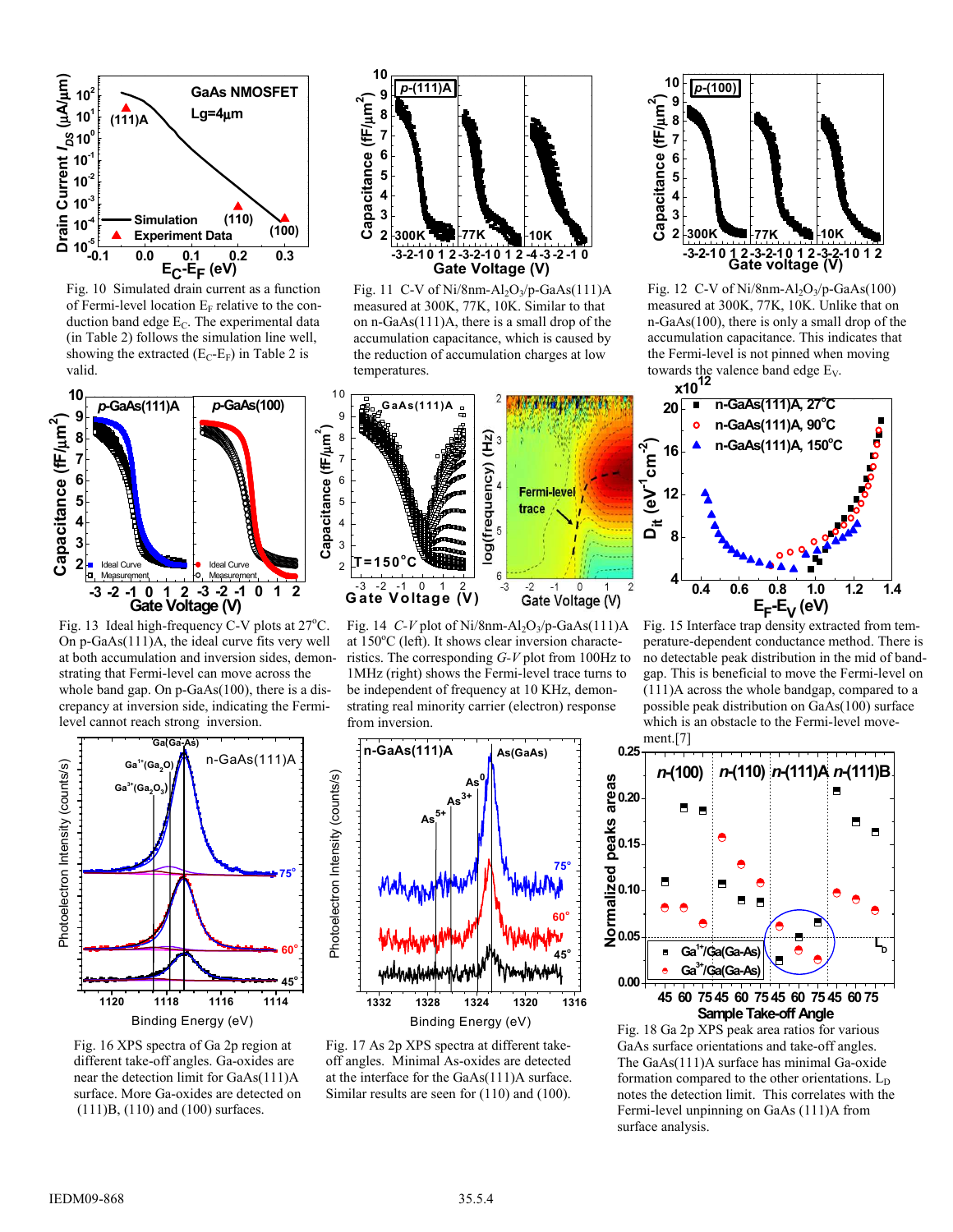GaAs NMOSFET
Lg=4μm
(111)A
(110)
(100)
Simulation
Experiment Data
Drain Current $I_{DS}$ (μA/μm)
$E_C$-$E_F$ (eV)

Fig. 10 Simulated drain current as a function of Fermi-level location $E_F$ relative to the conduction band edge $E_C$. The experimental data (in Table 2) follows the simulation line well, showing the extracted ($E_C$-$E_F$) in Table 2 is valid.

p-(111)A
300K
77K
10K
Capacitance (fF/μm$^2$)
Gate Voltage (V)

Fig. 11 C-V of Ni/8nm-$Al_2O_3$/p-GaAs(111)A measured at 300K, 77K, 10K. Similar to that on n-GaAs(111)A, there is a small drop of the accumulation capacitance, which is caused by the reduction of accumulation charges at low temperatures.

p-(100)
300K
77K
10K
Capacitance (fF/μm$^2$)
Gate voltage (V)

Fig. 12 C-V of Ni/8nm-$Al_2O_3$/p-GaAs(100) measured at 300K, 77K, 10K. Unlike that on n-GaAs(100), there is only a small drop of the accumulation capacitance. This indicates that the Fermi-level is not pinned when moving towards the valence band edge $E_V$.

p-GaAs(111)A
p-GaAs(100)
Ideal Curve
Measurement
Capacitance (fF/μm$^2$)
Gate Voltage (V)

Fig. 13 Ideal high-frequency C-V plots at 27°C. On p-GaAs(111)A, the ideal curve fits very well at both accumulation and inversion sides, demonstrating that Fermi-level can move across the whole band gap. On p-GaAs(100), there is a discrepancy at inversion side, indicating the Fermi-level cannot reach strong inversion.

GaAs(111)A
T=150°C
Capacitance (fF/μm$^2$)
Gate Voltage (V)
Fermi-level trace
log(frequency) (Hz)
Gate Voltage (V)

Fig. 14 *C-V* plot of Ni/8nm-$Al_2O_3$/p-GaAs(111)A at 150°C (left). It shows clear inversion characteristics. The corresponding *G-V* plot from 100Hz to 1MHz (right) shows the Fermi-level trace turns to be independent of frequency at 10 KHz, demonstrating real minority carrier (electron) response from inversion.

x10$^{12}$
n-GaAs(111)A, 27°C
n-GaAs(111)A, 90°C
n-GaAs(111)A, 150°C
$D_{it}$ (eV$^{-1}$cm$^{-2}$)
$E_F$-$E_V$ (eV)

Fig. 15 Interface trap density extracted from temperature-dependent conductance method. There is no detectable peak distribution in the mid of bandgap. This is beneficial to move the Fermi-level on (111)A across the whole bandgap, compared to a possible peak distribution on GaAs(100) surface which is an obstacle to the Fermi-level movement.[7]

Ga(Ga-As)
$Ga^{1+}$($Ga_2O$)
$Ga^{3+}$($Ga_2O_3$)
n-GaAs(111)A
75°
60°
45°
Photoelectron Intensity (counts/s)
Binding Energy (eV)

Fig. 16 XPS spectra of Ga 2p region at different take-off angles. Ga-oxides are near the detection limit for GaAs(111)A surface. More Ga-oxides are detected on (111)B, (110) and (100) surfaces.

n-GaAs(111)A
As(GaAs)
$As^0$
$As^{3+}$
$As^{5+}$
75°
60°
45°
Photoelectron Intensity (counts/s)
Binding Energy (eV)

Fig. 17 As 2p XPS spectra at different take-off angles. Minimal As-oxides are detected at the interface for the GaAs(111)A surface. Similar results are seen for (110) and (100).

n-(100)
n-(110)
n-(111)A
n-(111)B
$Ga^{1+}$/Ga(Ga-As)
$Ga^{3+}$/Ga(Ga-As)
$L_D$
Normalized peaks areas
Sample Take-off Angle

Fig. 18 Ga 2p XPS peak area ratios for various GaAs surface orientations and take-off angles. The GaAs(111)A surface has minimal Ga-oxide formation compared to the other orientations. $L_D$ notes the detection limit. This correlates with the Fermi-level unpinning on GaAs (111)A from surface analysis.